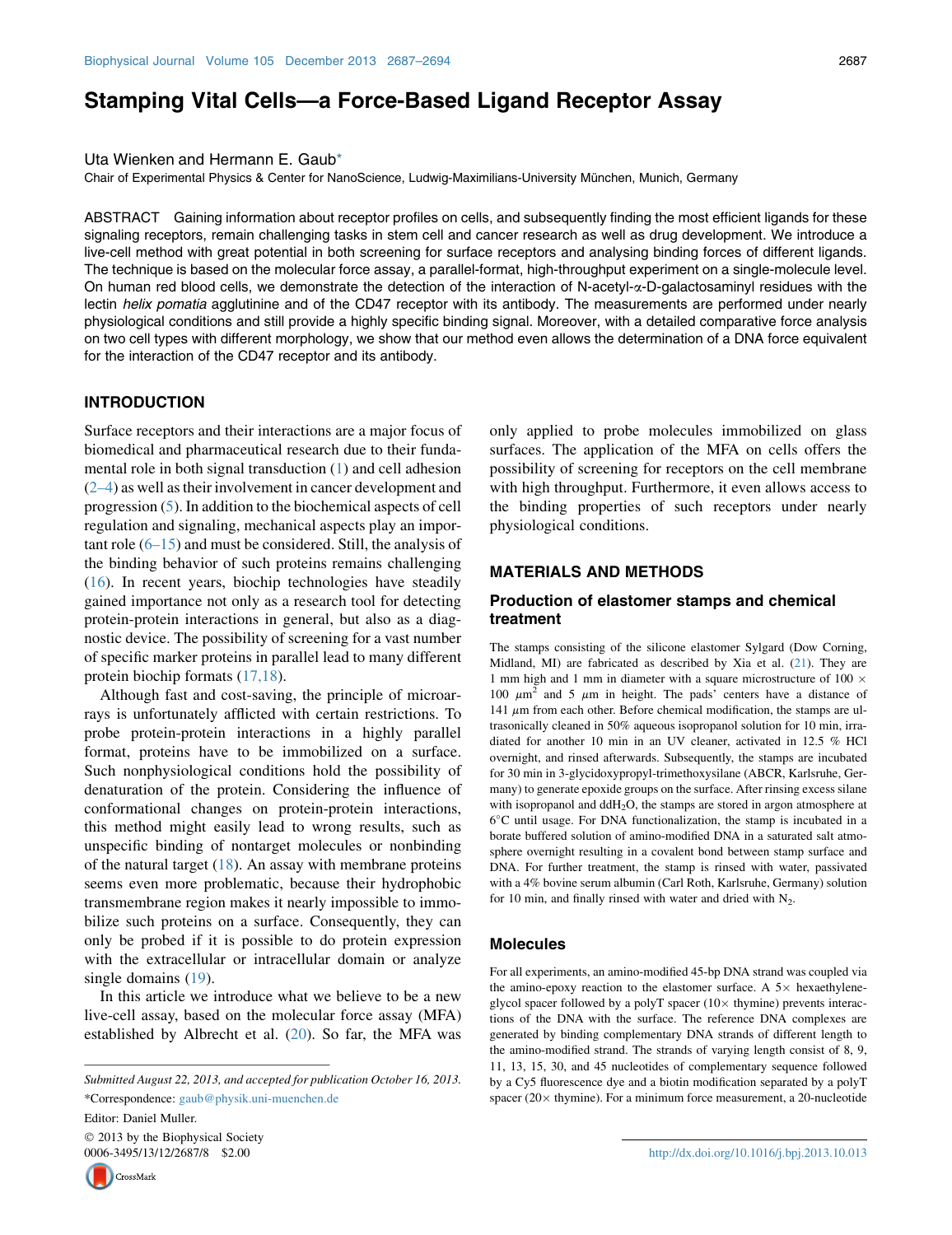# Stamping Vital Cells—a Force-Based Ligand Receptor Assay

Uta Wienken and Hermann E. Gaub*

Chair of Experimental Physics & Center for NanoScience, Ludwig-Maximilians-University München, Munich, Germany

ABSTRACT Gaining information about receptor profiles on cells, and subsequently finding the most efficient ligands for these signaling receptors, remain challenging tasks in stem cell and cancer research as well as drug development. We introduce a live-cell method with great potential in both screening for surface receptors and analysing binding forces of different ligands. The technique is based on the molecular force assay, a parallel-format, high-throughput experiment on a single-molecule level. On human red blood cells, we demonstrate the detection of the interaction of N-acetyl-α-D-galactosaminyl residues with the lectin *helix pomatia* agglutinine and of the CD47 receptor with its antibody. The measurements are performed under nearly physiological conditions and still provide a highly specific binding signal. Moreover, with a detailed comparative force analysis on two cell types with different morphology, we show that our method even allows the determination of a DNA force equivalent for the interaction of the CD47 receptor and its antibody.

## INTRODUCTION

Surface receptors and their interactions are a major focus of biomedical and pharmaceutical research due to their fundamental role in both signal transduction (1) and cell adhesion (2–4) as well as their involvement in cancer development and progression (5). In addition to the biochemical aspects of cell regulation and signaling, mechanical aspects play an important role (6–15) and must be considered. Still, the analysis of the binding behavior of such proteins remains challenging (16). In recent years, biochip technologies have steadily gained importance not only as a research tool for detecting protein-protein interactions in general, but also as a diagnostic device. The possibility of screening for a vast number of specific marker proteins in parallel lead to many different protein biochip formats (17,18).

Although fast and cost-saving, the principle of microarrays is unfortunately afflicted with certain restrictions. To probe protein-protein interactions in a highly parallel format, proteins have to be immobilized on a surface. Such nonphysiological conditions hold the possibility of denaturation of the protein. Considering the influence of conformational changes on protein-protein interactions, this method might easily lead to wrong results, such as unspecific binding of nontarget molecules or nonbinding of the natural target (18). An assay with membrane proteins seems even more problematic, because their hydrophobic transmembrane region makes it nearly impossible to immobilize such proteins on a surface. Consequently, they can only be probed if it is possible to do protein expression with the extracellular or intracellular domain or analyze single domains (19).

In this article we introduce what we believe to be a new live-cell assay, based on the molecular force assay (MFA) established by Albrecht et al. (20). So far, the MFA was only applied to probe molecules immobilized on glass surfaces. The application of the MFA on cells offers the possibility of screening for receptors on the cell membrane with high throughput. Furthermore, it even allows access to the binding properties of such receptors under nearly physiological conditions.

## MATERIALS AND METHODS

### Production of elastomer stamps and chemical treatment

The stamps consisting of the silicone elastomer Sylgard (Dow Corning, Midland, MI) are fabricated as described by Xia et al. (21). They are 1 mm high and 1 mm in diameter with a square microstructure of 100 × 100 $\mu m^2$ and 5 $\mu m$ in height. The pads' centers have a distance of 141 $\mu m$ from each other. Before chemical modification, the stamps are ultrasonically cleaned in 50% aqueous isopropanol solution for 10 min, irradiated for another 10 min in an UV cleaner, activated in 12.5 % HCl overnight, and rinsed afterwards. Subsequently, the stamps are incubated for 30 min in 3-glycidoxypropyl-trimethoxysilane (ABCR, Karlsruhe, Germany) to generate epoxide groups on the surface. After rinsing excess silane with isopropanol and $ddH_2O$, the stamps are stored in argon atmosphere at 6°C until usage. For DNA functionalization, the stamp is incubated in a borate buffered solution of amino-modified DNA in a saturated salt atmosphere overnight resulting in a covalent bond between stamp surface and DNA. For further treatment, the stamp is rinsed with water, passivated with a 4% bovine serum albumin (Carl Roth, Karlsruhe, Germany) solution for 10 min, and finally rinsed with water and dried with $N_2$.

### Molecules

For all experiments, an amino-modified 45-bp DNA strand was coupled via the amino-epoxy reaction to the elastomer surface. A 5× hexaethyleneglycol spacer followed by a polyT spacer (10× thymine) prevents interactions of the DNA with the surface. The reference DNA complexes are generated by binding complementary DNA strands of different length to the amino-modified strand. The strands of varying length consist of 8, 9, 11, 13, 15, 30, and 45 nucleotides of complementary sequence followed by a Cy5 fluorescence dye and a biotin modification separated by a polyT spacer (20× thymine). For a minimum force measurement, a 20-nucleotide

Submitted August 22, 2013, and accepted for publication October 16, 2013.

*Correspondence: gaub@physik.uni-muenchen.de

Editor: Daniel Muller.

© 2013 by the Biophysical Society
0006-3495/13/12/2687/8 $2.00

http://dx.doi.org/10.1016/j.bpj.2013.10.013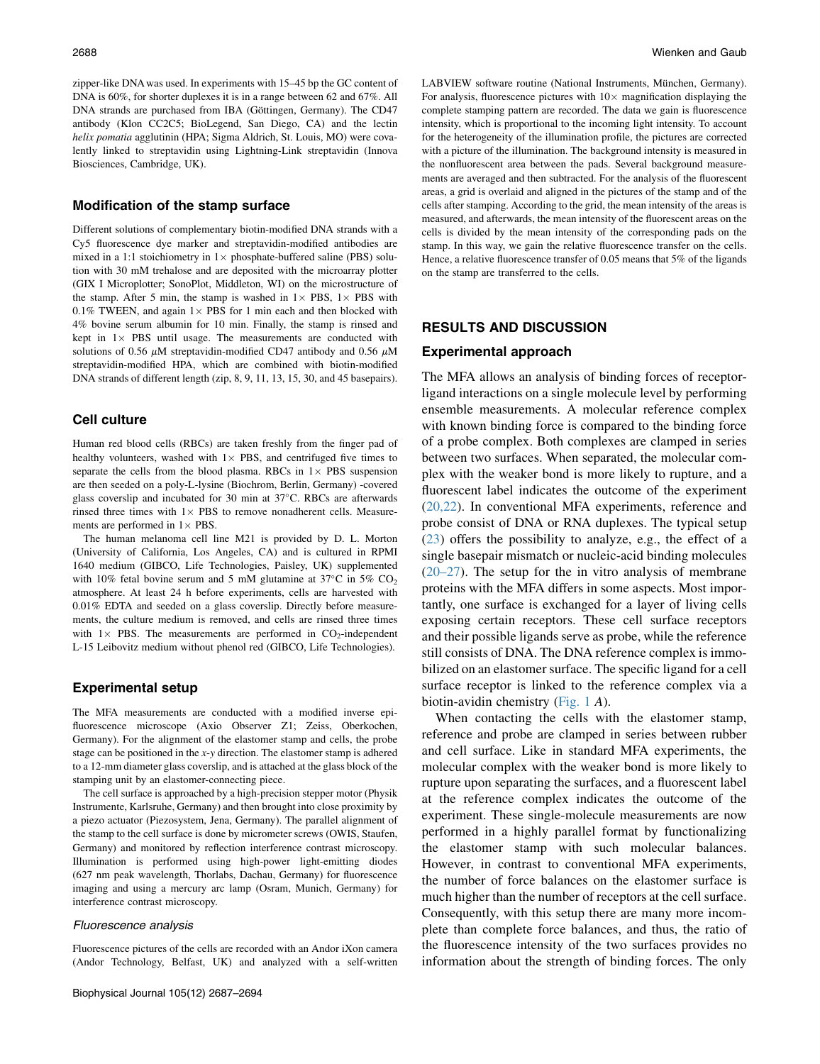zipper-like DNA was used. In experiments with 15–45 bp the GC content of DNA is 60%, for shorter duplexes it is in a range between 62 and 67%. All DNA strands are purchased from IBA (Göttingen, Germany). The CD47 antibody (Klon CC2C5; BioLegend, San Diego, CA) and the lectin *helix pomatia* agglutinin (HPA; Sigma Aldrich, St. Louis, MO) were covalently linked to streptavidin using Lightning-Link streptavidin (Innova Biosciences, Cambridge, UK).

### Modification of the stamp surface

Different solutions of complementary biotin-modified DNA strands with a Cy5 fluorescence dye marker and streptavidin-modified antibodies are mixed in a 1:1 stoichiometry in 1× phosphate-buffered saline (PBS) solution with 30 mM trehalose and are deposited with the microarray plotter (GIX I Microplotter; SonoPlot, Middleton, WI) on the microstructure of the stamp. After 5 min, the stamp is washed in 1× PBS, 1× PBS with 0.1% TWEEN, and again 1× PBS for 1 min each and then blocked with 4% bovine serum albumin for 10 min. Finally, the stamp is rinsed and kept in 1× PBS until usage. The measurements are conducted with solutions of 0.56 $\mu$M streptavidin-modified CD47 antibody and 0.56 $\mu$M streptavidin-modified HPA, which are combined with biotin-modified DNA strands of different length (zip, 8, 9, 11, 13, 15, 30, and 45 basepairs).

### Cell culture

Human red blood cells (RBCs) are taken freshly from the finger pad of healthy volunteers, washed with 1× PBS, and centrifuged five times to separate the cells from the blood plasma. RBCs in 1× PBS suspension are then seeded on a poly-L-lysine (Biochrom, Berlin, Germany) -covered glass coverslip and incubated for 30 min at 37°C. RBCs are afterwards rinsed three times with 1× PBS to remove nonadherent cells. Measurements are performed in 1× PBS.

The human melanoma cell line M21 is provided by D. L. Morton (University of California, Los Angeles, CA) and is cultured in RPMI 1640 medium (GIBCO, Life Technologies, Paisley, UK) supplemented with 10% fetal bovine serum and 5 mM glutamine at 37°C in 5% $CO_2$ atmosphere. At least 24 h before experiments, cells are harvested with 0.01% EDTA and seeded on a glass coverslip. Directly before measurements, the culture medium is removed, and cells are rinsed three times with 1× PBS. The measurements are performed in $CO_2$-independent L-15 Leibovitz medium without phenol red (GIBCO, Life Technologies).

### Experimental setup

The MFA measurements are conducted with a modified inverse epifluorescence microscope (Axio Observer Z1; Zeiss, Oberkochen, Germany). For the alignment of the elastomer stamp and cells, the probe stage can be positioned in the *x-y* direction. The elastomer stamp is adhered to a 12-mm diameter glass coverslip, and is attached at the glass block of the stamping unit by an elastomer-connecting piece.

The cell surface is approached by a high-precision stepper motor (Physik Instrumente, Karlsruhe, Germany) and then brought into close proximity by a piezo actuator (Piezosystem, Jena, Germany). The parallel alignment of the stamp to the cell surface is done by micrometer screws (OWIS, Staufen, Germany) and monitored by reflection interference contrast microscopy. Illumination is performed using high-power light-emitting diodes (627 nm peak wavelength, Thorlabs, Dachau, Germany) for fluorescence imaging and using a mercury arc lamp (Osram, Munich, Germany) for interference contrast microscopy.

#### *Fluorescence analysis*

Fluorescence pictures of the cells are recorded with an Andor iXon camera (Andor Technology, Belfast, UK) and analyzed with a self-written LABVIEW software routine (National Instruments, München, Germany). For analysis, fluorescence pictures with 10× magnification displaying the complete stamping pattern are recorded. The data we gain is fluorescence intensity, which is proportional to the incoming light intensity. To account for the heterogeneity of the illumination profile, the pictures are corrected with a picture of the illumination. The background intensity is measured in the nonfluorescent area between the pads. Several background measurements are averaged and then subtracted. For the analysis of the fluorescent areas, a grid is overlaid and aligned in the pictures of the stamp and of the cells after stamping. According to the grid, the mean intensity of the areas is measured, and afterwards, the mean intensity of the fluorescent areas on the cells is divided by the mean intensity of the corresponding pads on the stamp. In this way, we gain the relative fluorescence transfer on the cells. Hence, a relative fluorescence transfer of 0.05 means that 5% of the ligands on the stamp are transferred to the cells.

## RESULTS AND DISCUSSION

### Experimental approach

The MFA allows an analysis of binding forces of receptor-ligand interactions on a single molecule level by performing ensemble measurements. A molecular reference complex with known binding force is compared to the binding force of a probe complex. Both complexes are clamped in series between two surfaces. When separated, the molecular complex with the weaker bond is more likely to rupture, and a fluorescent label indicates the outcome of the experiment (20,22). In conventional MFA experiments, reference and probe consist of DNA or RNA duplexes. The typical setup (23) offers the possibility to analyze, e.g., the effect of a single basepair mismatch or nucleic-acid binding molecules (20–27). The setup for the in vitro analysis of membrane proteins with the MFA differs in some aspects. Most importantly, one surface is exchanged for a layer of living cells exposing certain receptors. These cell surface receptors and their possible ligands serve as probe, while the reference still consists of DNA. The DNA reference complex is immobilized on an elastomer surface. The specific ligand for a cell surface receptor is linked to the reference complex via a biotin-avidin chemistry (Fig. 1 *A*).

When contacting the cells with the elastomer stamp, reference and probe are clamped in series between rubber and cell surface. Like in standard MFA experiments, the molecular complex with the weaker bond is more likely to rupture upon separating the surfaces, and a fluorescent label at the reference complex indicates the outcome of the experiment. These single-molecule measurements are now performed in a highly parallel format by functionalizing the elastomer stamp with such molecular balances. However, in contrast to conventional MFA experiments, the number of force balances on the elastomer surface is much higher than the number of receptors at the cell surface. Consequently, with this setup there are many more incomplete than complete force balances, and thus, the ratio of the fluorescence intensity of the two surfaces provides no information about the strength of binding forces. The only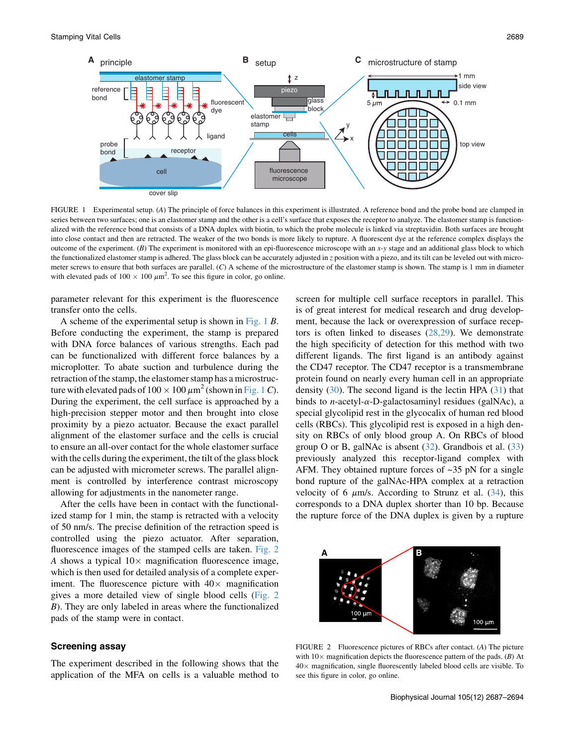A principle

elastomer stamp
reference bond
fluorescent dye
ligand
probe bond
receptor
cell
cover slip

B setup

z
piezo
glass block
elastomer stamp
cells
y
x
fluorescence microscope

C microstructure of stamp

1 mm
side view
5 $\mu$m
0.1 mm
top view

FIGURE 1 Experimental setup. (*A*) The principle of force balances in this experiment is illustrated. A reference bond and the probe bond are clamped in series between two surfaces; one is an elastomer stamp and the other is a cell's surface that exposes the receptor to analyze. The elastomer stamp is functionalized with the reference bond that consists of a DNA duplex with biotin, to which the probe molecule is linked via streptavidin. Both surfaces are brought into close contact and then are retracted. The weaker of the two bonds is more likely to rupture. A fluorescent dye at the reference complex displays the outcome of the experiment. (*B*) The experiment is monitored with an epi-fluorescence microscope with an *x-y* stage and an additional glass block to which the functionalized elastomer stamp is adhered. The glass block can be accurately adjusted in *z* position with a piezo, and its tilt can be leveled out with micrometer screws to ensure that both surfaces are parallel. (*C*) A scheme of the microstructure of the elastomer stamp is shown. The stamp is 1 mm in diameter with elevated pads of $100 \times 100\ \mu m^2$. To see this figure in color, go online.

parameter relevant for this experiment is the fluorescence transfer onto the cells.

A scheme of the experimental setup is shown in Fig. 1 *B*. Before conducting the experiment, the stamp is prepared with DNA force balances of various strengths. Each pad can be functionalized with different force balances by a microplotter. To abate suction and turbulence during the retraction of the stamp, the elastomer stamp has a microstructure with elevated pads of $100 \times 100\ \mu m^2$ (shown in Fig. 1 *C*). During the experiment, the cell surface is approached by a high-precision stepper motor and then brought into close proximity by a piezo actuator. Because the exact parallel alignment of the elastomer surface and the cells is crucial to ensure an all-over contact for the whole elastomer surface with the cells during the experiment, the tilt of the glass block can be adjusted with micrometer screws. The parallel alignment is controlled by interference contrast microscopy allowing for adjustments in the nanometer range.

After the cells have been in contact with the functionalized stamp for 1 min, the stamp is retracted with a velocity of 50 nm/s. The precise definition of the retraction speed is controlled using the piezo actuator. After separation, fluorescence images of the stamped cells are taken. Fig. 2 *A* shows a typical 10× magnification fluorescence image, which is then used for detailed analysis of a complete experiment. The fluorescence picture with 40× magnification gives a more detailed view of single blood cells (Fig. 2 *B*). They are only labeled in areas where the functionalized pads of the stamp were in contact.

## Screening assay

The experiment described in the following shows that the application of the MFA on cells is a valuable method to screen for multiple cell surface receptors in parallel. This is of great interest for medical research and drug development, because the lack or overexpression of surface receptors is often linked to diseases (28,29). We demonstrate the high specificity of detection for this method with two different ligands. The first ligand is an antibody against the CD47 receptor. The CD47 receptor is a transmembrane protein found on nearly every human cell in an appropriate density (30). The second ligand is the lectin HPA (31) that binds to *n*-acetyl-$\alpha$-D-galactosaminyl residues (galNAc), a special glycolipid rest in the glycocalix of human red blood cells (RBCs). This glycolipid rest is exposed in a high density only on RBCs of only blood group A. On RBCs of blood group O or B, galNAc is absent (32). Grandbois et al. (33) previously analyzed this receptor-ligand complex with AFM. They obtained rupture forces of ~35 pN for a single bond rupture of the galNAc-HPA complex at a retraction velocity of 6 $\mu$m/s. According to Strunz et al. (34), this corresponds to a DNA duplex shorter than 10 bp. Because the rupture force of the DNA duplex is given by a rupture

A
100 µm
B
100 µm

FIGURE 2 Fluorescence pictures of RBCs after contact. (*A*) The picture with 10× magnification depicts the fluorescence pattern of the pads. (*B*) At 40× magnification, single fluorescently labeled blood cells are visible. To see this figure in color, go online.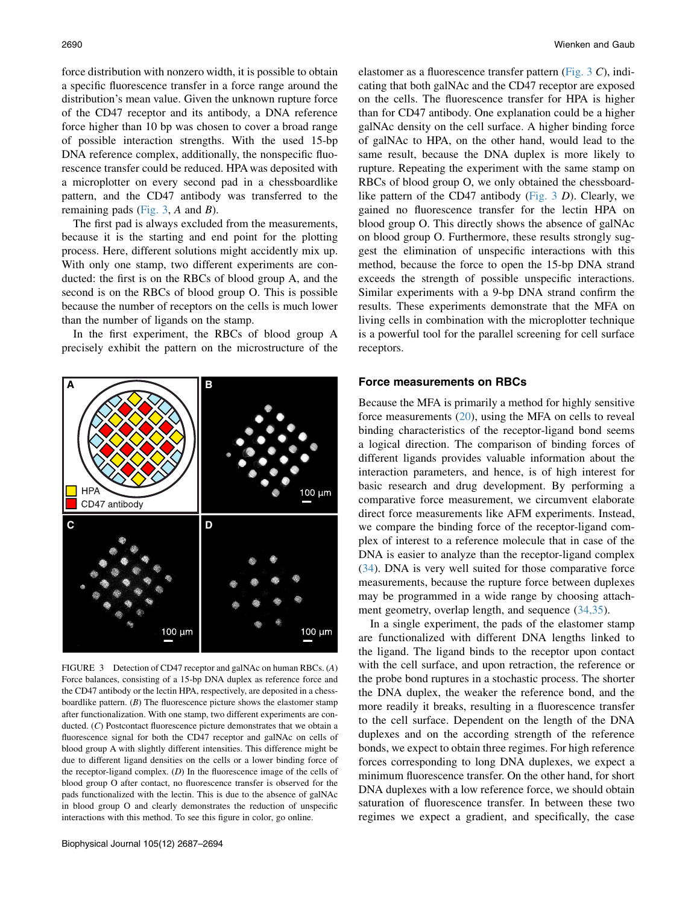force distribution with nonzero width, it is possible to obtain a specific fluorescence transfer in a force range around the distribution's mean value. Given the unknown rupture force of the CD47 receptor and its antibody, a DNA reference force higher than 10 bp was chosen to cover a broad range of possible interaction strengths. With the used 15-bp DNA reference complex, additionally, the nonspecific fluorescence transfer could be reduced. HPA was deposited with a microplotter on every second pad in a chessboardlike pattern, and the CD47 antibody was transferred to the remaining pads (Fig. 3, *A* and *B*).

The first pad is always excluded from the measurements, because it is the starting and end point for the plotting process. Here, different solutions might accidently mix up. With only one stamp, two different experiments are conducted: the first is on the RBCs of blood group A, and the second is on the RBCs of blood group O. This is possible because the number of receptors on the cells is much lower than the number of ligands on the stamp.

In the first experiment, the RBCs of blood group A precisely exhibit the pattern on the microstructure of the elastomer as a fluorescence transfer pattern (Fig. 3 *C*), indicating that both galNAc and the CD47 receptor are exposed on the cells. The fluorescence transfer for HPA is higher than for CD47 antibody. One explanation could be a higher galNAc density on the cell surface. A higher binding force of galNAc to HPA, on the other hand, would lead to the same result, because the DNA duplex is more likely to rupture. Repeating the experiment with the same stamp on RBCs of blood group O, we only obtained the chessboardlike pattern of the CD47 antibody (Fig. 3 *D*). Clearly, we gained no fluorescence transfer for the lectin HPA on blood group O. This directly shows the absence of galNAc on blood group O. Furthermore, these results strongly suggest the elimination of unspecific interactions with this method, because the force to open the 15-bp DNA strand exceeds the strength of possible unspecific interactions. Similar experiments with a 9-bp DNA strand confirm the results. These experiments demonstrate that the MFA on living cells in combination with the microplotter technique is a powerful tool for the parallel screening for cell surface receptors.

A
HPA
CD47 antibody
B
100 μm
C
100 μm
D
100 μm

FIGURE 3 Detection of CD47 receptor and galNAc on human RBCs. (*A*) Force balances, consisting of a 15-bp DNA duplex as reference force and the CD47 antibody or the lectin HPA, respectively, are deposited in a chessboardlike pattern. (*B*) The fluorescence picture shows the elastomer stamp after functionalization. With one stamp, two different experiments are conducted. (*C*) Postcontact fluorescence picture demonstrates that we obtain a fluorescence signal for both the CD47 receptor and galNAc on cells of blood group A with slightly different intensities. This difference might be due to different ligand densities on the cells or a lower binding force of the receptor-ligand complex. (*D*) In the fluorescence image of the cells of blood group O after contact, no fluorescence transfer is observed for the pads functionalized with the lectin. This is due to the absence of galNAc in blood group O and clearly demonstrates the reduction of unspecific interactions with this method. To see this figure in color, go online.

## Force measurements on RBCs

Because the MFA is primarily a method for highly sensitive force measurements (20), using the MFA on cells to reveal binding characteristics of the receptor-ligand bond seems a logical direction. The comparison of binding forces of different ligands provides valuable information about the interaction parameters, and hence, is of high interest for basic research and drug development. By performing a comparative force measurement, we circumvent elaborate direct force measurements like AFM experiments. Instead, we compare the binding force of the receptor-ligand complex of interest to a reference molecule that in case of the DNA is easier to analyze than the receptor-ligand complex (34). DNA is very well suited for those comparative force measurements, because the rupture force between duplexes may be programmed in a wide range by choosing attachment geometry, overlap length, and sequence (34,35).

In a single experiment, the pads of the elastomer stamp are functionalized with different DNA lengths linked to the ligand. The ligand binds to the receptor upon contact with the cell surface, and upon retraction, the reference or the probe bond ruptures in a stochastic process. The shorter the DNA duplex, the weaker the reference bond, and the more readily it breaks, resulting in a fluorescence transfer to the cell surface. Dependent on the length of the DNA duplexes and on the according strength of the reference bonds, we expect to obtain three regimes. For high reference forces corresponding to long DNA duplexes, we expect a minimum fluorescence transfer. On the other hand, for short DNA duplexes with a low reference force, we should obtain saturation of fluorescence transfer. In between these two regimes we expect a gradient, and specifically, the case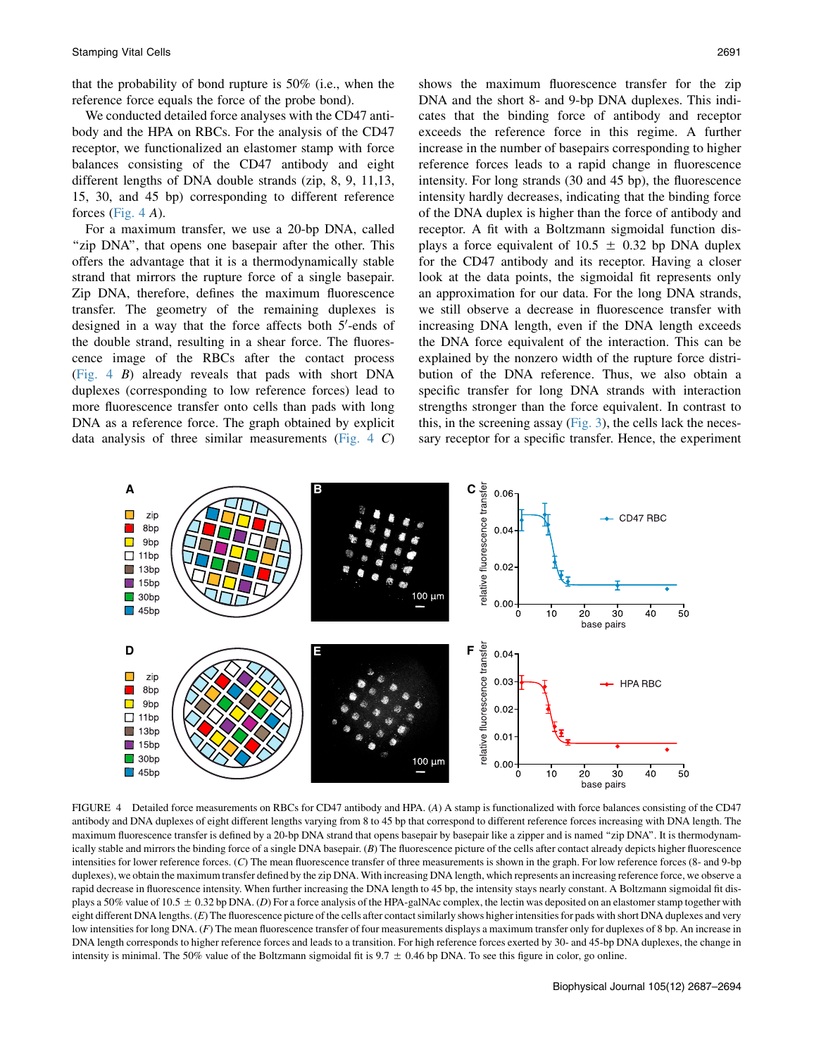that the probability of bond rupture is 50% (i.e., when the reference force equals the force of the probe bond).

We conducted detailed force analyses with the CD47 antibody and the HPA on RBCs. For the analysis of the CD47 receptor, we functionalized an elastomer stamp with force balances consisting of the CD47 antibody and eight different lengths of DNA double strands (zip, 8, 9, 11,13, 15, 30, and 45 bp) corresponding to different reference forces (Fig. 4 *A*).

For a maximum transfer, we use a 20-bp DNA, called "zip DNA", that opens one basepair after the other. This offers the advantage that it is a thermodynamically stable strand that mirrors the rupture force of a single basepair. Zip DNA, therefore, defines the maximum fluorescence transfer. The geometry of the remaining duplexes is designed in a way that the force affects both 5′-ends of the double strand, resulting in a shear force. The fluorescence image of the RBCs after the contact process (Fig. 4 *B*) already reveals that pads with short DNA duplexes (corresponding to low reference forces) lead to more fluorescence transfer onto cells than pads with long DNA as a reference force. The graph obtained by explicit data analysis of three similar measurements (Fig. 4 *C*) shows the maximum fluorescence transfer for the zip DNA and the short 8- and 9-bp DNA duplexes. This indicates that the binding force of antibody and receptor exceeds the reference force in this regime. A further increase in the number of basepairs corresponding to higher reference forces leads to a rapid change in fluorescence intensity. For long strands (30 and 45 bp), the fluorescence intensity hardly decreases, indicating that the binding force of the DNA duplex is higher than the force of antibody and receptor. A fit with a Boltzmann sigmoidal function displays a force equivalent of 10.5 ± 0.32 bp DNA duplex for the CD47 antibody and its receptor. Having a closer look at the data points, the sigmoidal fit represents only an approximation for our data. For the long DNA strands, we still observe a decrease in fluorescence transfer with increasing DNA length, even if the DNA length exceeds the DNA force equivalent of the interaction. This can be explained by the nonzero width of the rupture force distribution of the DNA reference. Thus, we also obtain a specific transfer for long DNA strands with interaction strengths stronger than the force equivalent. In contrast to this, in the screening assay (Fig. 3), the cells lack the necessary receptor for a specific transfer. Hence, the experiment

FIGURE 4 Detailed force measurements on RBCs for CD47 antibody and HPA. (*A*) A stamp is functionalized with force balances consisting of the CD47 antibody and DNA duplexes of eight different lengths varying from 8 to 45 bp that correspond to different reference forces increasing with DNA length. The maximum fluorescence transfer is defined by a 20-bp DNA strand that opens basepair by basepair like a zipper and is named "zip DNA". It is thermodynamically stable and mirrors the binding force of a single DNA basepair. (*B*) The fluorescence picture of the cells after contact already depicts higher fluorescence intensities for lower reference forces. (*C*) The mean fluorescence transfer of three measurements is shown in the graph. For low reference forces (8- and 9-bp duplexes), we obtain the maximum transfer defined by the zip DNA. With increasing DNA length, which represents an increasing reference force, we observe a rapid decrease in fluorescence intensity. When further increasing the DNA length to 45 bp, the intensity stays nearly constant. A Boltzmann sigmoidal fit displays a 50% value of 10.5 ± 0.32 bp DNA. (*D*) For a force analysis of the HPA-galNAc complex, the lectin was deposited on an elastomer stamp together with eight different DNA lengths. (*E*) The fluorescence picture of the cells after contact similarly shows higher intensities for pads with short DNA duplexes and very low intensities for long DNA. (*F*) The mean fluorescence transfer of four measurements displays a maximum transfer only for duplexes of 8 bp. An increase in DNA length corresponds to higher reference forces and leads to a transition. For high reference forces exerted by 30- and 45-bp DNA duplexes, the change in intensity is minimal. The 50% value of the Boltzmann sigmoidal fit is 9.7 ± 0.46 bp DNA. To see this figure in color, go online.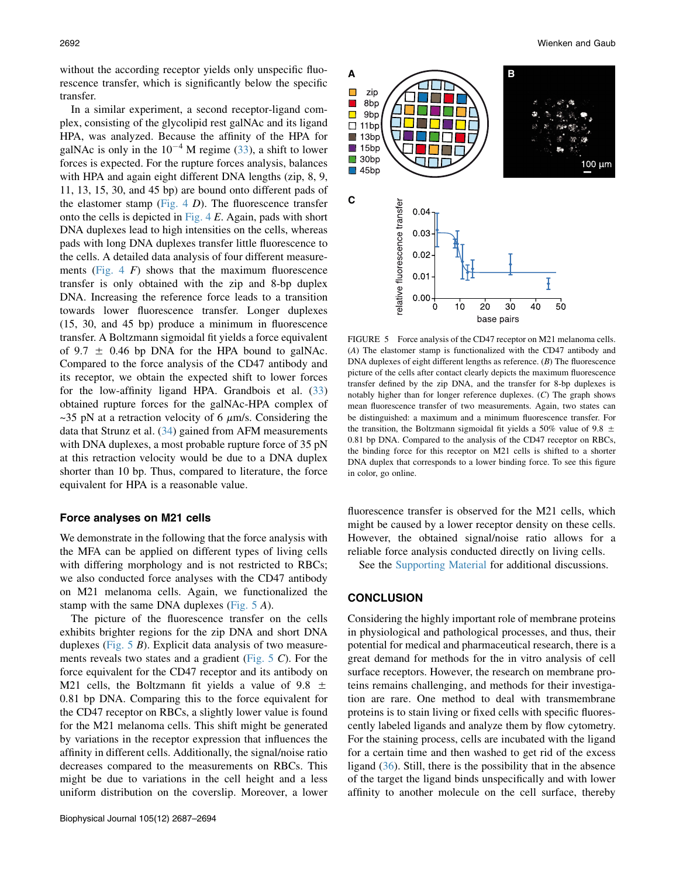without the according receptor yields only unspecific fluorescence transfer, which is significantly below the specific transfer.

In a similar experiment, a second receptor-ligand complex, consisting of the glycolipid rest galNAc and its ligand HPA, was analyzed. Because the affinity of the HPA for galNAc is only in the $10^{-4}$ M regime (33), a shift to lower forces is expected. For the rupture forces analysis, balances with HPA and again eight different DNA lengths (zip, 8, 9, 11, 13, 15, 30, and 45 bp) are bound onto different pads of the elastomer stamp (Fig. 4 *D*). The fluorescence transfer onto the cells is depicted in Fig. 4 *E*. Again, pads with short DNA duplexes lead to high intensities on the cells, whereas pads with long DNA duplexes transfer little fluorescence to the cells. A detailed data analysis of four different measurements (Fig. 4 *F*) shows that the maximum fluorescence transfer is only obtained with the zip and 8-bp duplex DNA. Increasing the reference force leads to a transition towards lower fluorescence transfer. Longer duplexes (15, 30, and 45 bp) produce a minimum in fluorescence transfer. A Boltzmann sigmoidal fit yields a force equivalent of 9.7 $\pm$ 0.46 bp DNA for the HPA bound to galNAc. Compared to the force analysis of the CD47 antibody and its receptor, we obtain the expected shift to lower forces for the low-affinity ligand HPA. Grandbois et al. (33) obtained rupture forces for the galNAc-HPA complex of ~35 pN at a retraction velocity of 6 $\mu$m/s. Considering the data that Strunz et al. (34) gained from AFM measurements with DNA duplexes, a most probable rupture force of 35 pN at this retraction velocity would be due to a DNA duplex shorter than 10 bp. Thus, compared to literature, the force equivalent for HPA is a reasonable value.

## Force analyses on M21 cells

We demonstrate in the following that the force analysis with the MFA can be applied on different types of living cells with differing morphology and is not restricted to RBCs; we also conducted force analyses with the CD47 antibody on M21 melanoma cells. Again, we functionalized the stamp with the same DNA duplexes (Fig. 5 *A*).

The picture of the fluorescence transfer on the cells exhibits brighter regions for the zip DNA and short DNA duplexes (Fig. 5 *B*). Explicit data analysis of two measurements reveals two states and a gradient (Fig. 5 *C*). For the force equivalent for the CD47 receptor and its antibody on M21 cells, the Boltzmann fit yields a value of 9.8 $\pm$ 0.81 bp DNA. Comparing this to the force equivalent for the CD47 receptor on RBCs, a slightly lower value is found for the M21 melanoma cells. This shift might be generated by variations in the receptor expression that influences the affinity in different cells. Additionally, the signal/noise ratio decreases compared to the measurements on RBCs. This might be due to variations in the cell height and a less uniform distribution on the coverslip. Moreover, a lower fluorescence transfer is observed for the M21 cells, which might be caused by a lower receptor density on these cells. However, the obtained signal/noise ratio allows for a reliable force analysis conducted directly on living cells.

See the Supporting Material for additional discussions.

FIGURE 5 Force analysis of the CD47 receptor on M21 melanoma cells. (*A*) The elastomer stamp is functionalized with the CD47 antibody and DNA duplexes of eight different lengths as reference. (*B*) The fluorescence picture of the cells after contact clearly depicts the maximum fluorescence transfer defined by the zip DNA, and the transfer for 8-bp duplexes is notably higher than for longer reference duplexes. (*C*) The graph shows mean fluorescence transfer of two measurements. Again, two states can be distinguished: a maximum and a minimum fluorescence transfer. For the transition, the Boltzmann sigmoidal fit yields a 50% value of 9.8 $\pm$ 0.81 bp DNA. Compared to the analysis of the CD47 receptor on RBCs, the binding force for this receptor on M21 cells is shifted to a shorter DNA duplex that corresponds to a lower binding force. To see this figure in color, go online.

## CONCLUSION

Considering the highly important role of membrane proteins in physiological and pathological processes, and thus, their potential for medical and pharmaceutical research, there is a great demand for methods for the in vitro analysis of cell surface receptors. However, the research on membrane proteins remains challenging, and methods for their investigation are rare. One method to deal with transmembrane proteins is to stain living or fixed cells with specific fluorescently labeled ligands and analyze them by flow cytometry. For the staining process, cells are incubated with the ligand for a certain time and then washed to get rid of the excess ligand (36). Still, there is the possibility that in the absence of the target the ligand binds unspecifically and with lower affinity to another molecule on the cell surface, thereby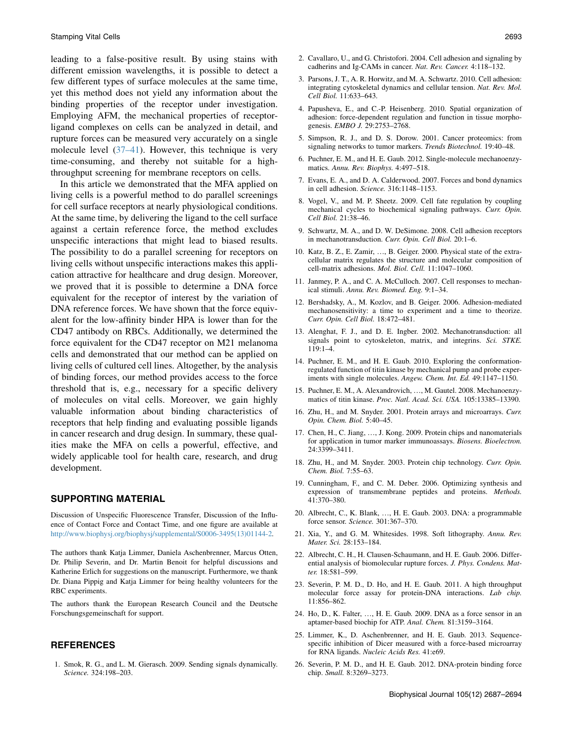leading to a false-positive result. By using stains with different emission wavelengths, it is possible to detect a few different types of surface molecules at the same time, yet this method does not yield any information about the binding properties of the receptor under investigation. Employing AFM, the mechanical properties of receptor-ligand complexes on cells can be analyzed in detail, and rupture forces can be measured very accurately on a single molecule level (37–41). However, this technique is very time-consuming, and thereby not suitable for a high-throughput screening for membrane receptors on cells.

In this article we demonstrated that the MFA applied on living cells is a powerful method to do parallel screenings for cell surface receptors at nearly physiological conditions. At the same time, by delivering the ligand to the cell surface against a certain reference force, the method excludes unspecific interactions that might lead to biased results. The possibility to do a parallel screening for receptors on living cells without unspecific interactions makes this application attractive for healthcare and drug design. Moreover, we proved that it is possible to determine a DNA force equivalent for the receptor of interest by the variation of DNA reference forces. We have shown that the force equivalent for the low-affinity binder HPA is lower than for the CD47 antibody on RBCs. Additionally, we determined the force equivalent for the CD47 receptor on M21 melanoma cells and demonstrated that our method can be applied on living cells of cultured cell lines. Altogether, by the analysis of binding forces, our method provides access to the force threshold that is, e.g., necessary for a specific delivery of molecules on vital cells. Moreover, we gain highly valuable information about binding characteristics of receptors that help finding and evaluating possible ligands in cancer research and drug design. In summary, these qualities make the MFA on cells a powerful, effective, and widely applicable tool for health care, research, and drug development.

## SUPPORTING MATERIAL

Discussion of Unspecific Fluorescence Transfer, Discussion of the Influence of Contact Force and Contact Time, and one figure are available at http://www.biophysj.org/biophysj/supplemental/S0006-3495(13)01144-2.

The authors thank Katja Limmer, Daniela Aschenbrenner, Marcus Otten, Dr. Philip Severin, and Dr. Martin Benoit for helpful discussions and Katherine Erlich for suggestions on the manuscript. Furthermore, we thank Dr. Diana Pippig and Katja Limmer for being healthy volunteers for the RBC experiments.

The authors thank the European Research Council and the Deutsche Forschungsgemeinschaft for support.

## REFERENCES

1. Smok, R. G., and L. M. Gierasch. 2009. Sending signals dynamically. *Science.* 324:198–203.
2. Cavallaro, U., and G. Christofori. 2004. Cell adhesion and signaling by cadherins and Ig-CAMs in cancer. *Nat. Rev. Cancer.* 4:118–132.
3. Parsons, J. T., A. R. Horwitz, and M. A. Schwartz. 2010. Cell adhesion: integrating cytoskeletal dynamics and cellular tension. *Nat. Rev. Mol. Cell Biol.* 11:633–643.
4. Papusheva, E., and C.-P. Heisenberg. 2010. Spatial organization of adhesion: force-dependent regulation and function in tissue morphogenesis. *EMBO J.* 29:2753–2768.
5. Simpson, R. J., and D. S. Dorow. 2001. Cancer proteomics: from signaling networks to tumor markers. *Trends Biotechnol.* 19:40–48.
6. Puchner, E. M., and H. E. Gaub. 2012. Single-molecule mechanoenzymatics. *Annu. Rev. Biophys.* 4:497–518.
7. Evans, E. A., and D. A. Calderwood. 2007. Forces and bond dynamics in cell adhesion. *Science.* 316:1148–1153.
8. Vogel, V., and M. P. Sheetz. 2009. Cell fate regulation by coupling mechanical cycles to biochemical signaling pathways. *Curr. Opin. Cell Biol.* 21:38–46.
9. Schwartz, M. A., and D. W. DeSimone. 2008. Cell adhesion receptors in mechanotransduction. *Curr. Opin. Cell Biol.* 20:1–6.
10. Katz, B. Z., E. Zamir, …, B. Geiger. 2000. Physical state of the extracellular matrix regulates the structure and molecular composition of cell-matrix adhesions. *Mol. Biol. Cell.* 11:1047–1060.
11. Janmey, P. A., and C. A. McCulloch. 2007. Cell responses to mechanical stimuli. *Annu. Rev. Biomed. Eng.* 9:1–34.
12. Bershadsky, A., M. Kozlov, and B. Geiger. 2006. Adhesion-mediated mechanosensitivity: a time to experiment and a time to theorize. *Curr. Opin. Cell Biol.* 18:472–481.
13. Alenghat, F. J., and D. E. Ingber. 2002. Mechanotransduction: all signals point to cytoskeleton, matrix, and integrins. *Sci. STKE.* 119:1–4.
14. Puchner, E. M., and H. E. Gaub. 2010. Exploring the conformation-regulated function of titin kinase by mechanical pump and probe experiments with single molecules. *Angew. Chem. Int. Ed.* 49:1147–1150.
15. Puchner, E. M., A. Alexandrovich, …, M. Gautel. 2008. Mechanoenzymatics of titin kinase. *Proc. Natl. Acad. Sci. USA.* 105:13385–13390.
16. Zhu, H., and M. Snyder. 2001. Protein arrays and microarrays. *Curr. Opin. Chem. Biol.* 5:40–45.
17. Chen, H., C. Jiang, …, J. Kong. 2009. Protein chips and nanomaterials for application in tumor marker immunoassays. *Biosens. Bioelectron.* 24:3399–3411.
18. Zhu, H., and M. Snyder. 2003. Protein chip technology. *Curr. Opin. Chem. Biol.* 7:55–63.
19. Cunningham, F., and C. M. Deber. 2006. Optimizing synthesis and expression of transmembrane peptides and proteins. *Methods.* 41:370–380.
20. Albrecht, C., K. Blank, …, H. E. Gaub. 2003. DNA: a programmable force sensor. *Science.* 301:367–370.
21. Xia, Y., and G. M. Whitesides. 1998. Soft lithography. *Annu. Rev. Mater. Sci.* 28:153–184.
22. Albrecht, C. H., H. Clausen-Schaumann, and H. E. Gaub. 2006. Differential analysis of biomolecular rupture forces. *J. Phys. Condens. Matter.* 18:581–599.
23. Severin, P. M. D., D. Ho, and H. E. Gaub. 2011. A high throughput molecular force assay for protein-DNA interactions. *Lab chip.* 11:856–862.
24. Ho, D., K. Falter, …, H. E. Gaub. 2009. DNA as a force sensor in an aptamer-based biochip for ATP. *Anal. Chem.* 81:3159–3164.
25. Limmer, K., D. Aschenbrenner, and H. E. Gaub. 2013. Sequence-specific inhibition of Dicer measured with a force-based microarray for RNA ligands. *Nucleic Acids Res.* 41:e69.
26. Severin, P. M. D., and H. E. Gaub. 2012. DNA-protein binding force chip. *Small.* 8:3269–3273.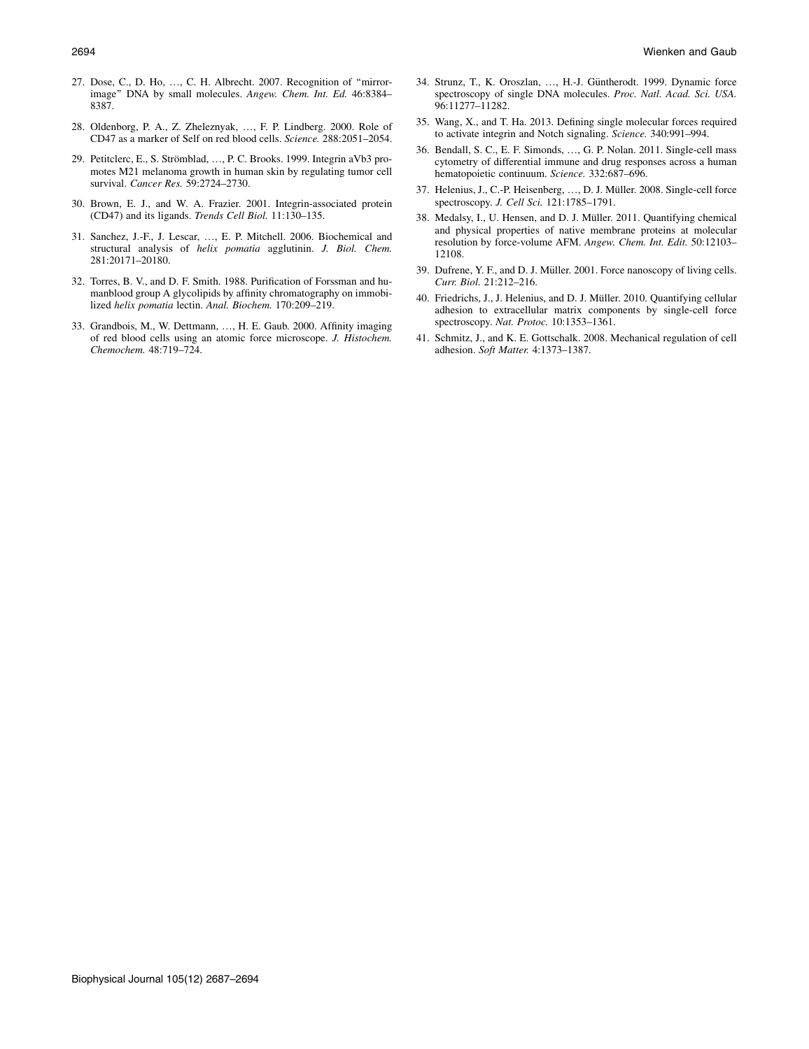27. Dose, C., D. Ho, …, C. H. Albrecht. 2007. Recognition of “mirror-image” DNA by small molecules. *Angew. Chem. Int. Ed.* 46:8384–8387.

28. Oldenborg, P. A., Z. Zheleznyak, …, F. P. Lindberg. 2000. Role of CD47 as a marker of Self on red blood cells. *Science.* 288:2051–2054.

29. Petitclerc, E., S. Strömblad, …, P. C. Brooks. 1999. Integrin aVb3 promotes M21 melanoma growth in human skin by regulating tumor cell survival. *Cancer Res.* 59:2724–2730.

30. Brown, E. J., and W. A. Frazier. 2001. Integrin-associated protein (CD47) and its ligands. *Trends Cell Biol.* 11:130–135.

31. Sanchez, J.-F., J. Lescar, …, E. P. Mitchell. 2006. Biochemical and structural analysis of *helix pomatia* agglutinin. *J. Biol. Chem.* 281:20171–20180.

32. Torres, B. V., and D. F. Smith. 1988. Purification of Forssman and humanblood group A glycolipids by affinity chromatography on immobilized *helix pomatia* lectin. *Anal. Biochem.* 170:209–219.

33. Grandbois, M., W. Dettmann, …, H. E. Gaub. 2000. Affinity imaging of red blood cells using an atomic force microscope. *J. Histochem. Chemochem.* 48:719–724.

34. Strunz, T., K. Oroszlan, …, H.-J. Güntherodt. 1999. Dynamic force spectroscopy of single DNA molecules. *Proc. Natl. Acad. Sci. USA.* 96:11277–11282.

35. Wang, X., and T. Ha. 2013. Defining single molecular forces required to activate integrin and Notch signaling. *Science.* 340:991–994.

36. Bendall, S. C., E. F. Simonds, …, G. P. Nolan. 2011. Single-cell mass cytometry of differential immune and drug responses across a human hematopoietic continuum. *Science.* 332:687–696.

37. Helenius, J., C.-P. Heisenberg, …, D. J. Müller. 2008. Single-cell force spectroscopy. *J. Cell Sci.* 121:1785–1791.

38. Medalsy, I., U. Hensen, and D. J. Müller. 2011. Quantifying chemical and physical properties of native membrane proteins at molecular resolution by force-volume AFM. *Angew. Chem. Int. Edit.* 50:12103–12108.

39. Dufrene, Y. F., and D. J. Müller. 2001. Force nanoscopy of living cells. *Curr. Biol.* 21:212–216.

40. Friedrichs, J., J. Helenius, and D. J. Müller. 2010. Quantifying cellular adhesion to extracellular matrix components by single-cell force spectroscopy. *Nat. Protoc.* 10:1353–1361.

41. Schmitz, J., and K. E. Gottschalk. 2008. Mechanical regulation of cell adhesion. *Soft Matter.* 4:1373–1387.